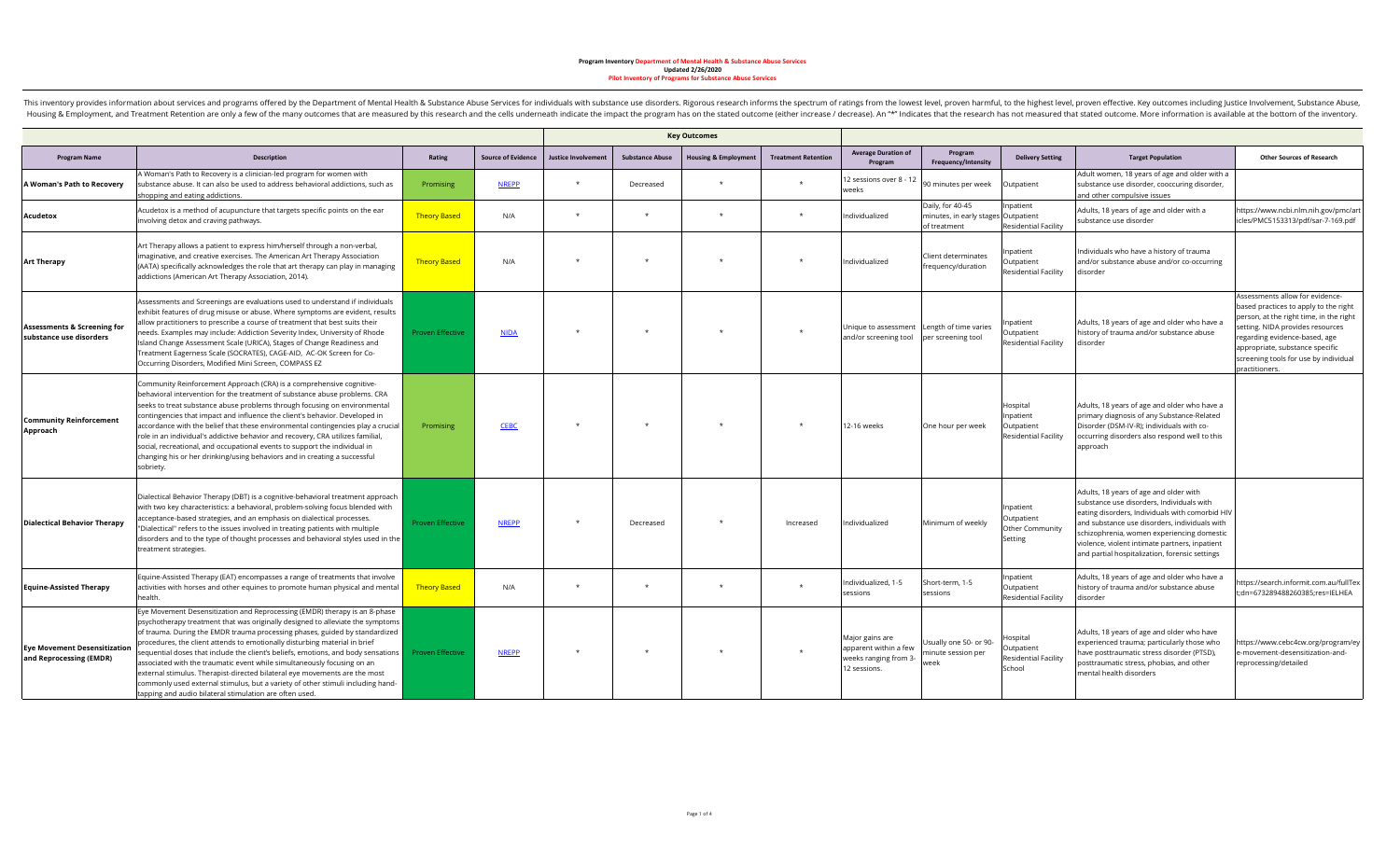**Program Inventory Department of Mental Health & Substance Abuse Services**
**Updated 2/26/2020**
**Pilot Inventory of Programs for Substance Abuse Services**

This inventory provides information about services and programs offered by the Department of Mental Health & Substance Abuse Services for individuals with substance use disorders. Rigorous research informs the spectrum of ratings from the lowest level, proven harmful, to the highest level, proven effective. Key outcomes including Justice Involvement, Substance Abuse, Housing & Employment, and Treatment Retention are only a few of the many outcomes that are measured by this research and the cells underneath indicate the impact the program has on the stated outcome (either increase / decrease). An "*" Indicates that the research has not measured that stated outcome. More information is available at the bottom of the inventory.

| | | | | Key Outcomes | | | | | | | | |
|---|---|---|---|---|---|---|---|---|---|---|---|---|
| **Program Name** | **Description** | **Rating** | **Source of Evidence** | **Justice Involvement** | **Substance Abuse** | **Housing & Employment** | **Treatment Retention** | **Average Duration of Program** | **Program Frequency/Intensity** | **Delivery Setting** | **Target Population** | **Other Sources of Research** |
| **A Woman's Path to Recovery** | A Woman's Path to Recovery is a clinician-led program for women with substance abuse. It can also be used to address behavioral addictions, such as shopping and eating addictions. | Promising | NREPP | * | Decreased | * | * | 12 sessions over 8 - 12 weeks | 90 minutes per week | Outpatient | Adult women, 18 years of age and older with a substance use disorder, cooccuring disorder, and other compulsive issues | |
| **Acudetox** | Acudetox is a method of acupuncture that targets specific points on the ear involving detox and craving pathways. | Theory Based | N/A | * | * | * | * | Individualized | Daily, for 40-45 minutes, in early stages of treatment | Inpatient Outpatient Residential Facility | Adults, 18 years of age and older with a substance use disorder | https://www.ncbi.nlm.nih.gov/pmc/articles/PMC5153313/pdf/sar-7-169.pdf |
| **Art Therapy** | Art Therapy allows a patient to express him/herself through a non-verbal, imaginative, and creative exercises. The American Art Therapy Association (AATA) specifically acknowledges the role that art therapy can play in managing addictions (American Art Therapy Association, 2014). | Theory Based | N/A | * | * | * | * | Individualized | Client determinates frequency/duration | Inpatient Outpatient Residential Facility | Individuals who have a history of trauma and/or substance abuse and/or co-occurring disorder | |
| **Assessments & Screening for substance use disorders** | Assessments and Screenings are evaluations used to understand if individuals exhibit features of drug misuse or abuse. Where symptoms are evident, results allow practitioners to prescribe a course of treatment that best suits their needs. Examples may include: Addiction Severity Index, University of Rhode Island Change Assessment Scale (URICA), Stages of Change Readiness and Treatment Eagerness Scale (SOCRATES), CAGE-AID, AC-OK Screen for Co-Occurring Disorders, Modified Mini Screen, COMPASS EZ | Proven Effective | NIDA | * | * | * | * | Unique to assessment and/or screening tool | Length of time varies per screening tool | Inpatient Outpatient Residential Facility | Adults, 18 years of age and older who have a history of trauma and/or substance abuse disorder | Assessments allow for evidence-based practices to apply to the right person, at the right time, in the right setting. NIDA provides resources regarding evidence-based, age appropriate, substance specific screening tools for use by individual practitioners. |
| **Community Reinforcement Approach** | Community Reinforcement Approach (CRA) is a comprehensive cognitive-behavioral intervention for the treatment of substance abuse problems. CRA seeks to treat substance abuse problems through focusing on environmental contingencies that impact and influence the client's behavior. Developed in accordance with the belief that these environmental contingencies play a crucial role in an individual's addictive behavior and recovery, CRA utilizes familial, social, recreational, and occupational events to support the individual in changing his or her drinking/using behaviors and in creating a successful sobriety. | Promising | CEBC | * | * | * | * | 12-16 weeks | One hour per week | Hospital Inpatient Outpatient Residential Facility | Adults, 18 years of age and older who have a primary diagnosis of any Substance-Related Disorder (DSM-IV-R); individuals with co-occurring disorders also respond well to this approach | |
| **Dialectical Behavior Therapy** | Dialectical Behavior Therapy (DBT) is a cognitive-behavioral treatment approach with two key characteristics: a behavioral, problem-solving focus blended with acceptance-based strategies, and an emphasis on dialectical processes. "Dialectical" refers to the issues involved in treating patients with multiple disorders and to the type of thought processes and behavioral styles used in the treatment strategies. | Proven Effective | NREPP | * | Decreased | * | Increased | Individualized | Minimum of weekly | Inpatient Outpatient Other Community Setting | Adults, 18 years of age and older with substance use disorders, Individuals with eating disorders, Individuals with comorbid HIV and substance use disorders, individuals with schizophrenia, women experiencing domestic violence, violent intimate partners, inpatient and partial hospitalization, forensic settings | |
| **Equine-Assisted Therapy** | Equine-Assisted Therapy (EAT) encompasses a range of treatments that involve activities with horses and other equines to promote human physical and mental health. | Theory Based | N/A | * | * | * | * | Individualized, 1-5 sessions | Short-term, 1-5 sessions | Inpatient Outpatient Residential Facility | Adults, 18 years of age and older who have a history of trauma and/or substance abuse disorder | https://search.informit.com.au/fullText;dn=673289488260385;res=IELHEA |
| **Eye Movement Desensitization and Reprocessing (EMDR)** | Eye Movement Desensitization and Reprocessing (EMDR) therapy is an 8-phase psychotherapy treatment that was originally designed to alleviate the symptoms of trauma. During the EMDR trauma processing phases, guided by standardized procedures, the client attends to emotionally disturbing material in brief sequential doses that include the client's beliefs, emotions, and body sensations associated with the traumatic event while simultaneously focusing on an external stimulus. Therapist-directed bilateral eye movements are the most commonly used external stimulus, but a variety of other stimuli including hand-tapping and audio bilateral stimulation are often used. | Proven Effective | NREPP | * | * | * | * | Major gains are apparent within a few weeks ranging from 3-12 sessions. | Usually one 50- or 90-minute session per week | Hospital Outpatient Residential Facility School | Adults, 18 years of age and older who have experienced trauma; particularly those who have posttraumatic stress disorder (PTSD), posttraumatic stress, phobias, and other mental health disorders | https://www.cebc4cw.org/program/eye-movement-desensitization-and-reprocessing/detailed |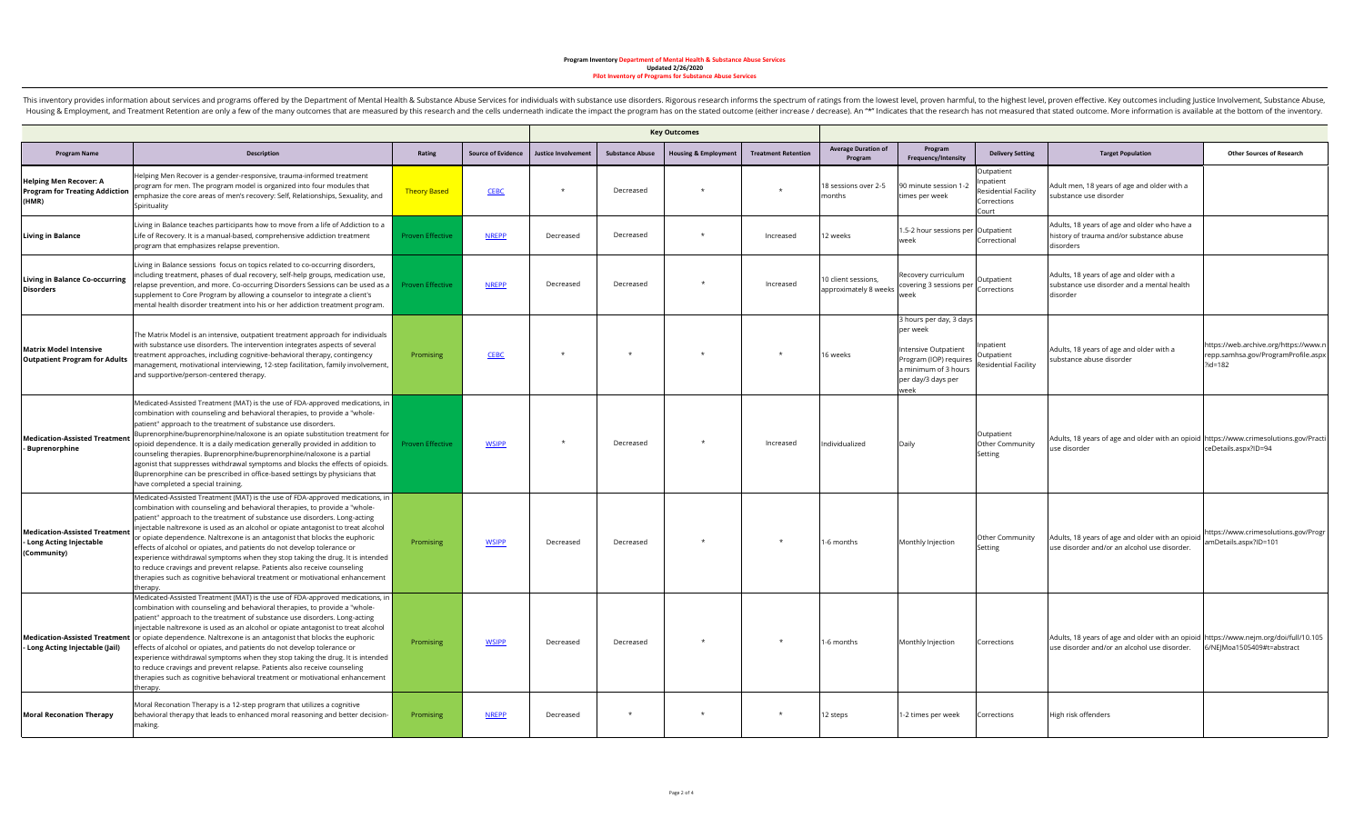**Program Inventory Department of Mental Health & Substance Abuse Services**
**Updated 2/26/2020**
**Pilot Inventory of Programs for Substance Abuse Services**

This inventory provides information about services and programs offered by the Department of Mental Health & Substance Abuse Services for individuals with substance use disorders. Rigorous research informs the spectrum of ratings from the lowest level, proven harmful, to the highest level, proven effective. Key outcomes including Justice Involvement, Substance Abuse, Housing & Employment, and Treatment Retention are only a few of the many outcomes that are measured by this research and the cells underneath indicate the impact the program has on the stated outcome (either increase / decrease). An "*" Indicates that the research has not measured that stated outcome. More information is available at the bottom of the inventory.

| | | | | Key Outcomes | | | | | | | | |
|---|---|---|---|---|---|---|---|---|---|---|---|---|
| **Program Name** | **Description** | **Rating** | **Source of Evidence** | **Justice Involvement** | **Substance Abuse** | **Housing & Employment** | **Treatment Retention** | **Average Duration of Program** | **Program Frequency/Intensity** | **Delivery Setting** | **Target Population** | **Other Sources of Research** |
| **Helping Men Recover: A Program for Treating Addiction (HMR)** | Helping Men Recover is a gender-responsive, trauma-informed treatment program for men. The program model is organized into four modules that emphasize the core areas of men's recovery: Self, Relationships, Sexuality, and Spirituality | Theory Based | CEBC | * | Decreased | * | * | 18 sessions over 2-5 months | 90 minute session 1-2 times per week | Outpatient Inpatient Residential Facility Corrections Court | Adult men, 18 years of age and older with a substance use disorder | |
| **Living in Balance** | Living in Balance teaches participants how to move from a life of Addiction to a Life of Recovery. It is a manual-based, comprehensive addiction treatment program that emphasizes relapse prevention. | Proven Effective | NREPP | Decreased | Decreased | * | Increased | 12 weeks | 1.5-2 hour sessions per week | Outpatient Correctional | Adults, 18 years of age and older who have a history of trauma and/or substance abuse disorders | |
| **Living in Balance Co-occurring Disorders** | Living in Balance sessions focus on topics related to co-occurring disorders, including treatment, phases of dual recovery, self-help groups, medication use, relapse prevention, and more. Co-occurring Disorders Sessions can be used as a supplement to Core Program by allowing a counselor to integrate a client's mental health disorder treatment into his or her addiction treatment program. | Proven Effective | NREPP | Decreased | Decreased | * | Increased | 10 client sessions, approximately 8 weeks | Recovery curriculum covering 3 sessions per week | Outpatient Corrections | Adults, 18 years of age and older with a substance use disorder and a mental health disorder | |
| **Matrix Model Intensive Outpatient Program for Adults** | The Matrix Model is an intensive, outpatient treatment approach for individuals with substance use disorders. The intervention integrates aspects of several treatment approaches, including cognitive-behavioral therapy, contingency management, motivational interviewing, 12-step facilitation, family involvement, and supportive/person-centered therapy. | Promising | CEBC | * | * | * | * | 16 weeks | 3 hours per day, 3 days per week<br><br>Intensive Outpatient Program (IOP) requires a minimum of 3 hours per day/3 days per week | Inpatient Outpatient Residential Facility | Adults, 18 years of age and older with a substance abuse disorder | https://web.archive.org/https://www.nrepp.samhsa.gov/ProgramProfile.aspx?id=182 |
| **Medication-Assisted Treatment - Buprenorphine** | Medicated-Assisted Treatment (MAT) is the use of FDA-approved medications, in combination with counseling and behavioral therapies, to provide a "whole-patient" approach to the treatment of substance use disorders. Buprenorphine/buprenorphine/naloxone is an opiate substitution treatment for opioid dependence. It is a daily medication generally provided in addition to counseling therapies. Buprenorphine/buprenorphine/naloxone is a partial agonist that suppresses withdrawal symptoms and blocks the effects of opioids. Buprenorphine can be prescribed in office-based settings by physicians that have completed a special training. | Proven Effective | WSIPP | * | Decreased | * | Increased | Individualized | Daily | Outpatient Other Community Setting | Adults, 18 years of age and older with an opioid use disorder | https://www.crimesolutions.gov/PracticeDetails.aspx?ID=94 |
| **Medication-Assisted Treatment - Long Acting Injectable (Community)** | Medicated-Assisted Treatment (MAT) is the use of FDA-approved medications, in combination with counseling and behavioral therapies, to provide a "whole-patient" approach to the treatment of substance use disorders. Long-acting injectable naltrexone is used as an alcohol or opiate antagonist to treat alcohol or opiate dependence. Naltrexone is an antagonist that blocks the euphoric effects of alcohol or opiates, and patients do not develop tolerance or experience withdrawal symptoms when they stop taking the drug. It is intended to reduce cravings and prevent relapse. Patients also receive counseling therapies such as cognitive behavioral treatment or motivational enhancement therapy. | Promising | WSIPP | Decreased | Decreased | * | * | 1-6 months | Monthly Injection | Other Community Setting | Adults, 18 years of age and older with an opioid use disorder and/or an alcohol use disorder. | https://www.crimesolutions.gov/ProgramDetails.aspx?ID=101 |
| **Medication-Assisted Treatment - Long Acting Injectable (Jail)** | Medicated-Assisted Treatment (MAT) is the use of FDA-approved medications, in combination with counseling and behavioral therapies, to provide a "whole-patient" approach to the treatment of substance use disorders. Long-acting injectable naltrexone is used as an alcohol or opiate antagonist to treat alcohol or opiate dependence. Naltrexone is an antagonist that blocks the euphoric effects of alcohol or opiates, and patients do not develop tolerance or experience withdrawal symptoms when they stop taking the drug. It is intended to reduce cravings and prevent relapse. Patients also receive counseling therapies such as cognitive behavioral treatment or motivational enhancement therapy. | Promising | WSIPP | Decreased | Decreased | * | * | 1-6 months | Monthly Injection | Corrections | Adults, 18 years of age and older with an opioid use disorder and/or an alcohol use disorder. | https://www.nejm.org/doi/full/10.1056/NEJMoa1505409#t=abstract |
| **Moral Reconation Therapy** | Moral Reconation Therapy is a 12-step program that utilizes a cognitive behavioral therapy that leads to enhanced moral reasoning and better decision-making. | Promising | NREPP | Decreased | * | * | * | 12 steps | 1-2 times per week | Corrections | High risk offenders | |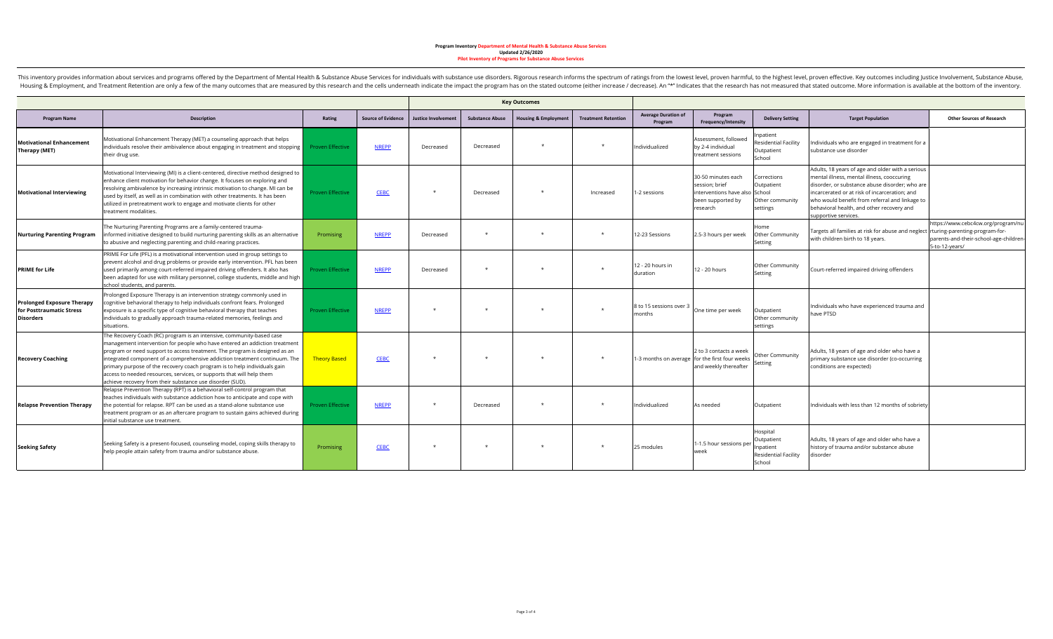**Program Inventory Department of Mental Health & Substance Abuse Services**
**Updated 2/26/2020**
**Pilot Inventory of Programs for Substance Abuse Services**

This inventory provides information about services and programs offered by the Department of Mental Health & Substance Abuse Services for individuals with substance use disorders. Rigorous research informs the spectrum of ratings from the lowest level, proven harmful, to the highest level, proven effective. Key outcomes including Justice Involvement, Substance Abuse, Housing & Employment, and Treatment Retention are only a few of the many outcomes that are measured by this research and the cells underneath indicate the impact the program has on the stated outcome (either increase / decrease). An "*" Indicates that the research has not measured that stated outcome. More information is available at the bottom of the inventory.

| | | | | Key Outcomes | | | | | | | | |
|---|---|---|---|---|---|---|---|---|---|---|---|---|
| **Program Name** | **Description** | **Rating** | **Source of Evidence** | **Justice Involvement** | **Substance Abuse** | **Housing & Employment** | **Treatment Retention** | **Average Duration of Program** | **Program Frequency/Intensity** | **Delivery Setting** | **Target Population** | **Other Sources of Research** |
| **Motivational Enhancement Therapy (MET)** | Motivational Enhancement Therapy (MET) a counseling approach that helps individuals resolve their ambivalence about engaging in treatment and stopping their drug use. | Proven Effective | NREPP | Decreased | Decreased | * | * | Individualized | Assessment, followed by 2-4 individual treatment sessions | Inpatient<br>Residential Facility<br>Outpatient<br>School | Individuals who are engaged in treatment for a substance use disorder | |
| **Motivational Interviewing** | Motivational Interviewing (MI) is a client-centered, directive method designed to enhance client motivation for behavior change. It focuses on exploring and resolving ambivalence by increasing intrinsic motivation to change. MI can be used by itself, as well as in combination with other treatments. It has been utilized in pretreatment work to engage and motivate clients for other treatment modalities. | Proven Effective | CEBC | * | Decreased | * | Increased | 1-2 sessions | 30-50 minutes each session; brief interventions have also been supported by research | Corrections<br>Outpatient<br>School<br>Other community settings | Adults, 18 years of age and older with a serious mental illness, mental illness, cooccuring disorder, or substance abuse disorder; who are incarcerated or at risk of incarceration; and who would benefit from referral and linkage to behavioral health, and other recovery and supportive services. | |
| **Nurturing Parenting Program** | The Nurturing Parenting Programs are a family-centered trauma-informed initiative designed to build nurturing parenting skills as an alternative to abusive and neglecting parenting and child-rearing practices. | Promising | NREPP | Decreased | * | * | * | 12-23 Sessions | 2.5-3 hours per week | Home<br>Other Community Setting | Targets all families at risk for abuse and neglect with children birth to 18 years. | https://www.cebc4cw.org/program/nurturing-parenting-program-for-parents-and-their-school-age-children-5-to-12-years/ |
| **PRIME for Life** | PRIME For Life (PFL) is a motivational intervention used in group settings to prevent alcohol and drug problems or provide early intervention. PFL has been used primarily among court-referred impaired driving offenders. It also has been adapted for use with military personnel, college students, middle and high school students, and parents. | Proven Effective | NREPP | Decreased | * | * | * | 12 - 20 hours in duration | 12 - 20 hours | Other Community Setting | Court-referred impaired driving offenders | |
| **Prolonged Exposure Therapy for Posttraumatic Stress Disorders** | Prolonged Exposure Therapy is an intervention strategy commonly used in cognitive behavioral therapy to help individuals confront fears. Prolonged exposure is a specific type of cognitive behavioral therapy that teaches individuals to gradually approach trauma-related memories, feelings and situations. | Proven Effective | NREPP | * | * | * | * | 8 to 15 sessions over 3 months | One time per week | Outpatient<br>Other community settings | Individuals who have experienced trauma and have PTSD | |
| **Recovery Coaching** | The Recovery Coach (RC) program is an intensive, community-based case management intervention for people who have entered an addiction treatment program or need support to access treatment. The program is designed as an integrated component of a comprehensive addiction treatment continuum. The primary purpose of the recovery coach program is to help individuals gain access to needed resources, services, or supports that will help them achieve recovery from their substance use disorder (SUD). | Theory Based | CEBC | * | * | * | * | 1-3 months on average | 2 to 3 contacts a week for the first four weeks and weekly thereafter | Other Community Setting | Adults, 18 years of age and older who have a primary substance use disorder (co-occurring conditions are expected) | |
| **Relapse Prevention Therapy** | Relapse Prevention Therapy (RPT) is a behavioral self-control program that teaches individuals with substance addiction how to anticipate and cope with the potential for relapse. RPT can be used as a stand-alone substance use treatment program or as an aftercare program to sustain gains achieved during initial substance use treatment. | Proven Effective | NREPP | * | Decreased | * | * | Individualized | As needed | Outpatient | Individuals with less than 12 months of sobriety | |
| **Seeking Safety** | Seeking Safety is a present-focused, counseling model, coping skills therapy to help people attain safety from trauma and/or substance abuse. | Promising | CEBC | * | * | * | * | 25 modules | 1-1.5 hour sessions per week | Hospital<br>Outpatient<br>Inpatient<br>Residential Facility<br>School | Adults, 18 years of age and older who have a history of trauma and/or substance abuse disorder | |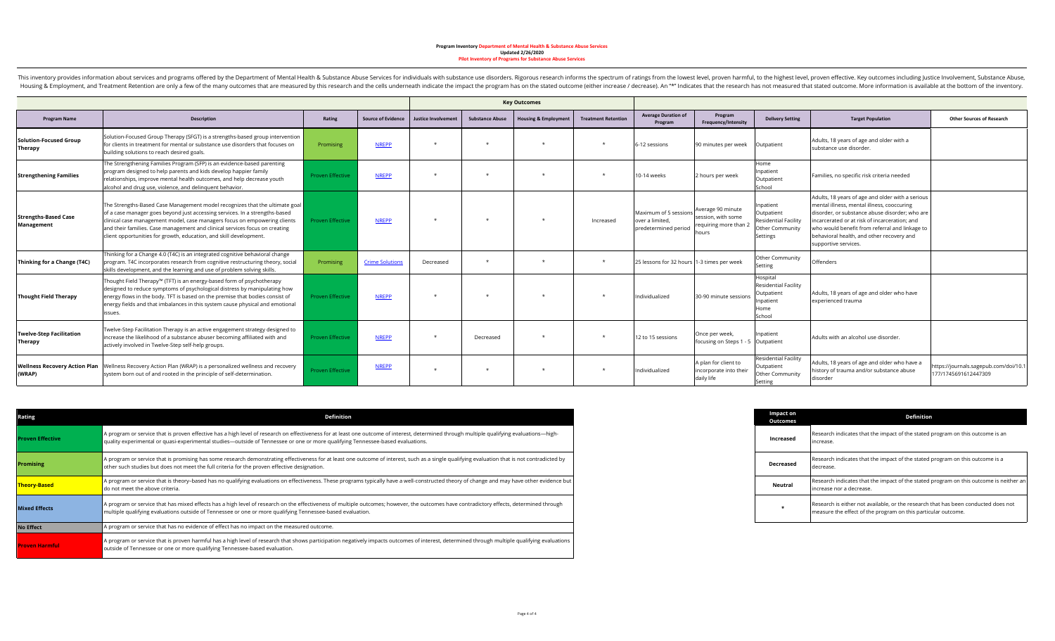**Program Inventory Department of Mental Health & Substance Abuse Services**
**Updated 2/26/2020**
**Pilot Inventory of Programs for Substance Abuse Services**

This inventory provides information about services and programs offered by the Department of Mental Health & Substance Abuse Services for individuals with substance use disorders. Rigorous research informs the spectrum of ratings from the lowest level, proven harmful, to the highest level, proven effective. Key outcomes including Justice Involvement, Substance Abuse, Housing & Employment, and Treatment Retention are only a few of the many outcomes that are measured by this research and the cells underneath indicate the impact the program has on the stated outcome (either increase / decrease). An "*" Indicates that the research has not measured that stated outcome. More information is available at the bottom of the inventory.

| | | | | Key Outcomes | | | | | | | | |
|---|---|---|---|---|---|---|---|---|---|---|---|---|
| **Program Name** | **Description** | **Rating** | **Source of Evidence** | **Justice Involvement** | **Substance Abuse** | **Housing & Employment** | **Treatment Retention** | **Average Duration of Program** | **Program Frequency/Intensity** | **Delivery Setting** | **Target Population** | **Other Sources of Research** |
| **Solution-Focused Group Therapy** | Solution-Focused Group Therapy (SFGT) is a strengths-based group intervention for clients in treatment for mental or substance use disorders that focuses on building solutions to reach desired goals. | Promising | NREPP | * | * | * | * | 6-12 sessions | 90 minutes per week | Outpatient | Adults, 18 years of age and older with a substance use disorder. | |
| **Strengthening Families** | The Strengthening Families Program (SFP) is an evidence-based parenting program designed to help parents and kids develop happier family relationships, improve mental health outcomes, and help decrease youth alcohol and drug use, violence, and delinquent behavior. | Proven Effective | NREPP | * | * | * | * | 10-14 weeks | 2 hours per week | Home<br>Inpatient<br>Outpatient<br>School | Families, no specific risk criteria needed | |
| **Strengths-Based Case Management** | The Strengths-Based Case Management model recognizes that the ultimate goal of a case manager goes beyond just accessing services. In a strengths-based clinical case management model, case managers focus on empowering clients and their families. Case management and clinical services focus on creating client opportunities for growth, education, and skill development. | Proven Effective | NREPP | * | * | * | Increased | Maximum of 5 sessions over a limited, predetermined period | Average 90 minute session, with some requiring more than 2 hours | Inpatient<br>Outpatient<br>Residential Facility<br>Other Community Settings | Adults, 18 years of age and older with a serious mental illness, mental illness, cooccuring disorder, or substance abuse disorder; who are incarcerated or at risk of incarceration; and who would benefit from referral and linkage to behavioral health, and other recovery and supportive services. | |
| **Thinking for a Change (T4C)** | Thinking for a Change 4.0 (T4C) is an integrated cognitive behavioral change program. T4C incorporates research from cognitive restructuring theory, social skills development, and the learning and use of problem solving skills. | Promising | Crime Solutions | Decreased | * | * | * | 25 lessons for 32 hours | 1-3 times per week | Other Community Setting | Offenders | |
| **Thought Field Therapy** | Thought Field Therapy™ (TFT) is an energy-based form of psychotherapy designed to reduce symptoms of psychological distress by manipulating how energy flows in the body. TFT is based on the premise that bodies consist of energy fields and that imbalances in this system cause physical and emotional issues. | Proven Effective | NREPP | * | * | * | * | Individualized | 30-90 minute sessions | Hospital<br>Residential Facility<br>Outpatient<br>Inpatient<br>Home<br>School | Adults, 18 years of age and older who have experienced trauma | |
| **Twelve-Step Facilitation Therapy** | Twelve-Step Facilitation Therapy is an active engagement strategy designed to increase the likelihood of a substance abuser becoming affiliated with and actively involved in Twelve-Step self-help groups. | Proven Effective | NREPP | * | Decreased | * | * | 12 to 15 sessions | Once per week, focusing on Steps 1 - 5 | Inpatient<br>Outpatient | Adults with an alcohol use disorder. | |
| **Wellness Recovery Action Plan (WRAP)** | Wellness Recovery Action Plan (WRAP) is a personalized wellness and recovery system born out of and rooted in the principle of self-determination. | Proven Effective | NREPP | * | * | * | * | Individualized | A plan for client to incorporate into their daily life | Residential Facility<br>Outpatient<br>Other Community Setting | Adults, 18 years of age and older who have a history of trauma and/or substance abuse disorder | https://journals.sagepub.com/doi/10.1177/1745691612447309 |

| Rating | Definition |
|---|---|
| **Proven Effective** | A program or service that is proven effective has a high level of research on effectiveness for at least one outcome of interest, determined through multiple qualifying evaluations—high-quality experimental or quasi-experimental studies—outside of Tennessee or one or more qualifying Tennessee-based evaluations. |
| **Promising** | A program or service that is promising has some research demonstrating effectiveness for at least one outcome of interest, such as a single qualifying evaluation that is not contradicted by other such studies but does not meet the full criteria for the proven effective designation. |
| **Theory-Based** | A program or service that is theory–based has no qualifying evaluations on effectiveness. These programs typically have a well-constructed theory of change and may have other evidence but do not meet the above criteria. |
| **Mixed Effects** | A program or service that has mixed effects has a high level of research on the effectiveness of multiple outcomes; however, the outcomes have contradictory effects, determined through multiple qualifying evaluations outside of Tennessee or one or more qualifying Tennessee-based evaluation. |
| **No Effect** | A program or service that has no evidence of effect has no impact on the measured outcome. |
| **Proven Harmful** | A program or service that is proven harmful has a high level of research that shows participation negatively impacts outcomes of interest, determined through multiple qualifying evaluations outside of Tennessee or one or more qualifying Tennessee-based evaluation. |

| Impact on Outcomes | Definition |
|---|---|
| **Increased** | Research indicates that the impact of the stated program on this outcome is an increase. |
| **Decreased** | Research indicates that the impact of the stated program on this outcome is a decrease. |
| **Neutral** | Research indicates that the impact of the stated program on this outcome is neither an increase nor a decrease. |
| **\*** | Research is either not available, or the research that has been conducted does not measure the effect of the program on this particular outcome. |